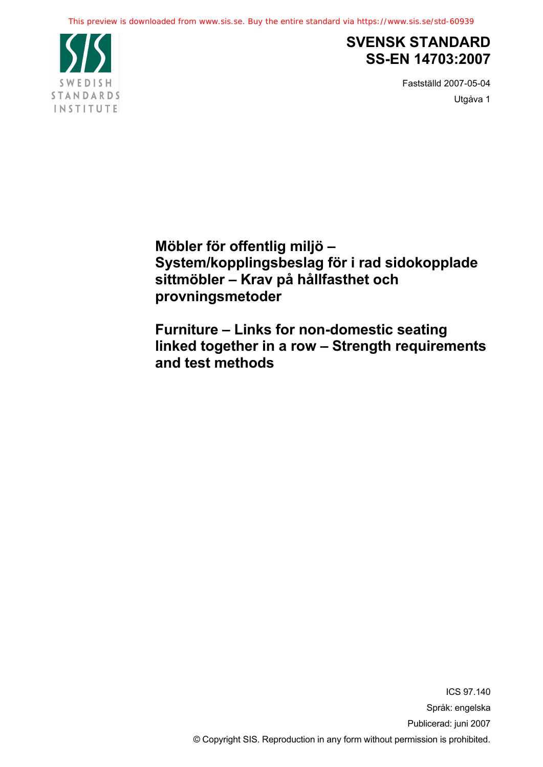This preview is downloaded from www.sis.se. Buy the entire standard via https://www.sis.se/std-60939

SWEDISH STANDARDS INSTITUTE

# SVENSK STANDARD
# SS-EN 14703:2007

Fastställd 2007-05-04

Utgåva 1

## Möbler för offentlig miljö – System/kopplingsbeslag för i rad sidokopplade sittmöbler – Krav på hållfasthet och provningsmetoder

## Furniture – Links for non-domestic seating linked together in a row – Strength requirements and test methods

ICS 97.140

Språk: engelska

Publicerad: juni 2007

© Copyright SIS. Reproduction in any form without permission is prohibited.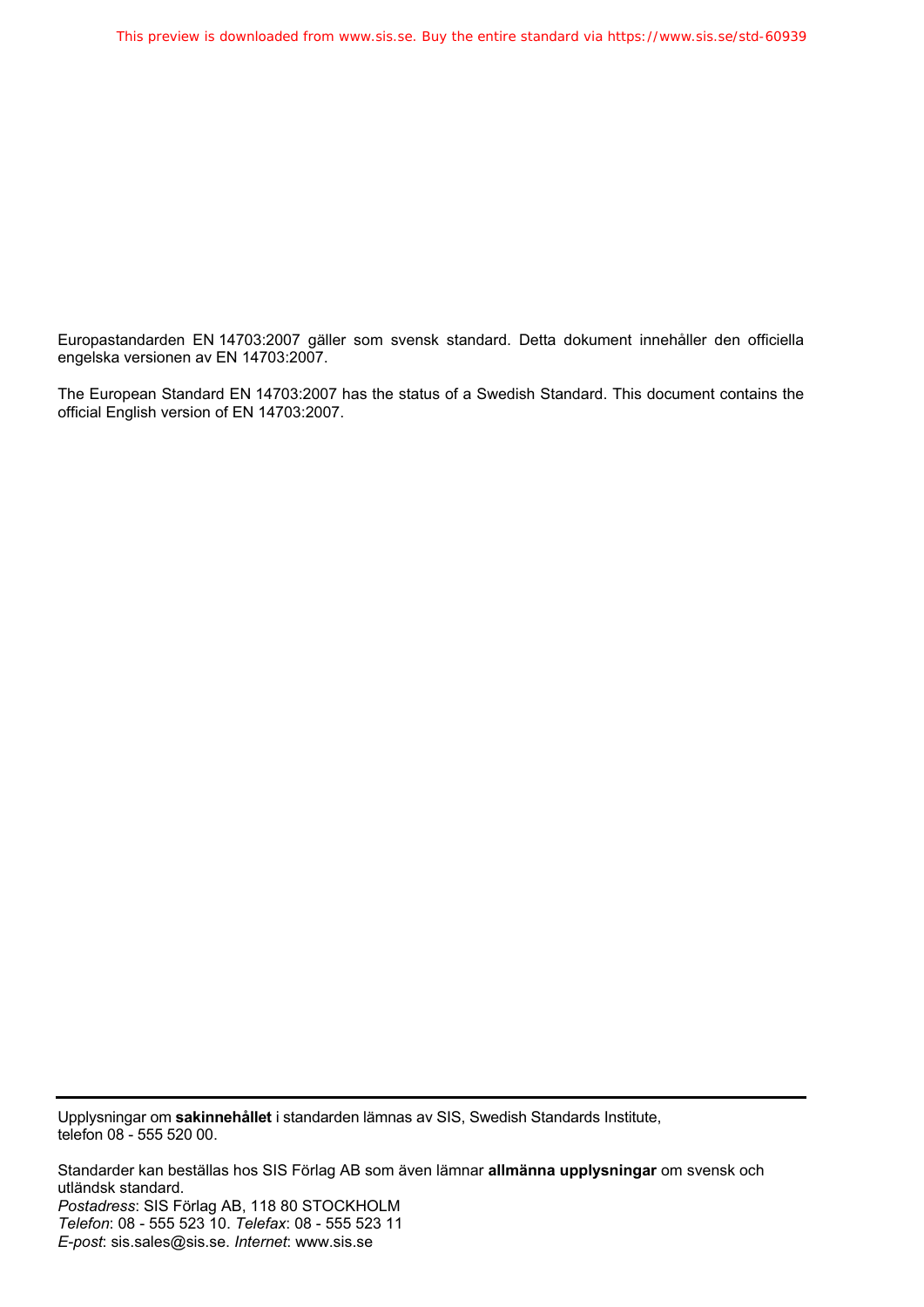Europastandarden EN 14703:2007 gäller som svensk standard. Detta dokument innehåller den officiella engelska versionen av EN 14703:2007.

The European Standard EN 14703:2007 has the status of a Swedish Standard. This document contains the official English version of EN 14703:2007.

---

Upplysningar om **sakinnehållet** i standarden lämnas av SIS, Swedish Standards Institute, telefon 08 - 555 520 00.

Standarder kan beställas hos SIS Förlag AB som även lämnar **allmänna upplysningar** om svensk och utländsk standard.
*Postadress*: SIS Förlag AB, 118 80 STOCKHOLM
*Telefon*: 08 - 555 523 10. *Telefax*: 08 - 555 523 11
*E-post*: sis.sales@sis.se. *Internet*: www.sis.se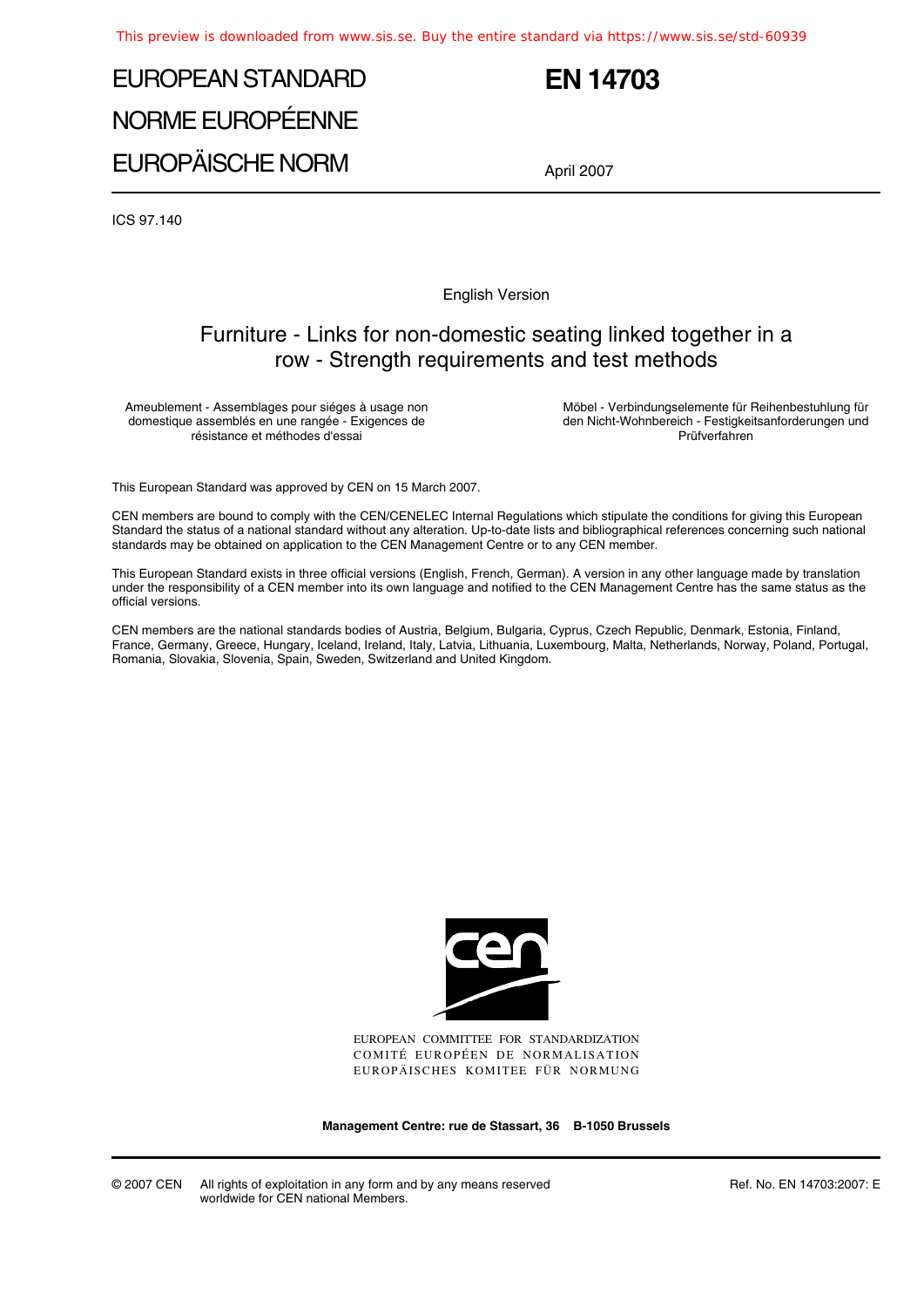# EUROPEAN STANDARD
# NORME EUROPÉENNE
# EUROPÄISCHE NORM

# EN 14703

April 2007

ICS 97.140

English Version

## Furniture - Links for non-domestic seating linked together in a row - Strength requirements and test methods

Ameublement - Assemblages pour siéges à usage non domestique assemblés en une rangée - Exigences de résistance et méthodes d'essai

Möbel - Verbindungselemente für Reihenbestuhlung für den Nicht-Wohnbereich - Festigkeitsanforderungen und Prüfverfahren

This European Standard was approved by CEN on 15 March 2007.

CEN members are bound to comply with the CEN/CENELEC Internal Regulations which stipulate the conditions for giving this European Standard the status of a national standard without any alteration. Up-to-date lists and bibliographical references concerning such national standards may be obtained on application to the CEN Management Centre or to any CEN member.

This European Standard exists in three official versions (English, French, German). A version in any other language made by translation under the responsibility of a CEN member into its own language and notified to the CEN Management Centre has the same status as the official versions.

CEN members are the national standards bodies of Austria, Belgium, Bulgaria, Cyprus, Czech Republic, Denmark, Estonia, Finland, France, Germany, Greece, Hungary, Iceland, Ireland, Italy, Latvia, Lithuania, Luxembourg, Malta, Netherlands, Norway, Poland, Portugal, Romania, Slovakia, Slovenia, Spain, Sweden, Switzerland and United Kingdom.

EUROPEAN COMMITTEE FOR STANDARDIZATION
COMITÉ EUROPÉEN DE NORMALISATION
EUROPÄISCHES KOMITEE FÜR NORMUNG

**Management Centre: rue de Stassart, 36 B-1050 Brussels**

© 2007 CEN All rights of exploitation in any form and by any means reserved worldwide for CEN national Members.

Ref. No. EN 14703:2007: E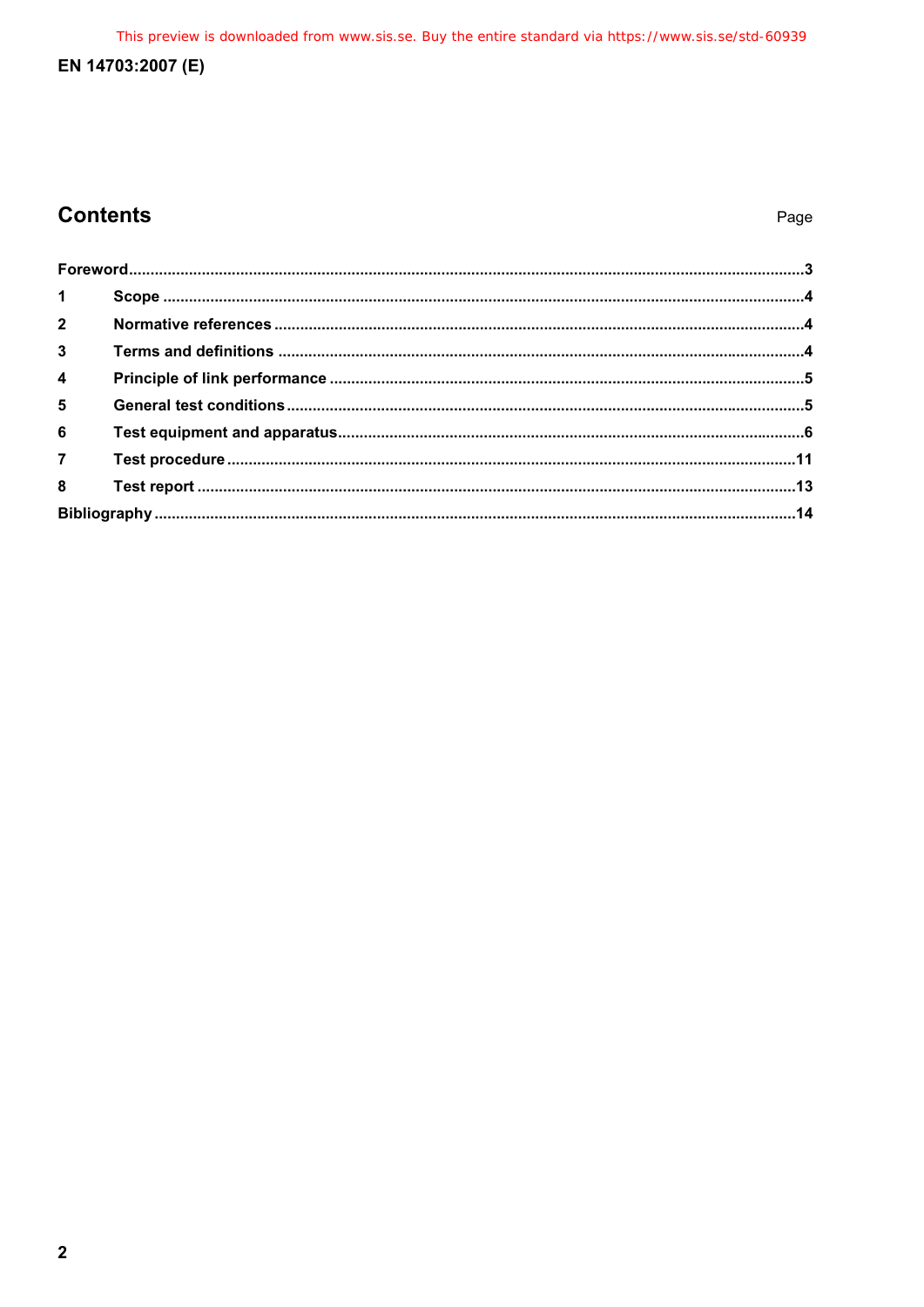## Contents

| | | Page |
|---|---|---|
| **Foreword** | | **3** |
| **1** | **Scope** | **4** |
| **2** | **Normative references** | **4** |
| **3** | **Terms and definitions** | **4** |
| **4** | **Principle of link performance** | **5** |
| **5** | **General test conditions** | **5** |
| **6** | **Test equipment and apparatus** | **6** |
| **7** | **Test procedure** | **11** |
| **8** | **Test report** | **13** |
| **Bibliography** | | **14** |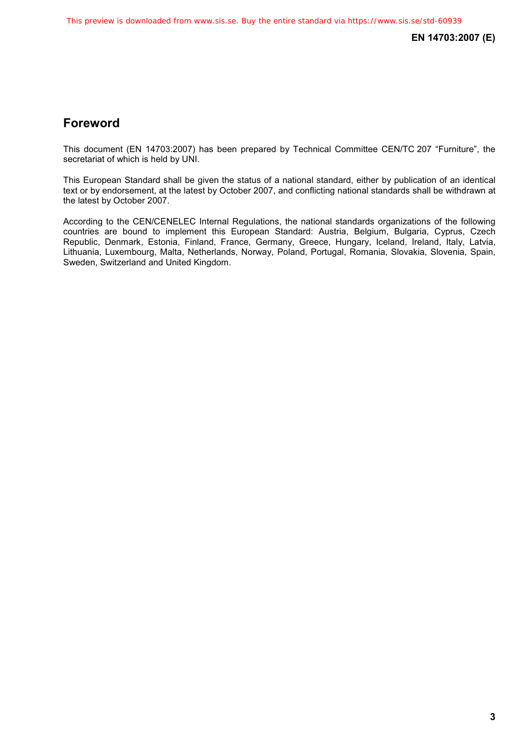## Foreword

This document (EN 14703:2007) has been prepared by Technical Committee CEN/TC 207 "Furniture", the secretariat of which is held by UNI.

This European Standard shall be given the status of a national standard, either by publication of an identical text or by endorsement, at the latest by October 2007, and conflicting national standards shall be withdrawn at the latest by October 2007.

According to the CEN/CENELEC Internal Regulations, the national standards organizations of the following countries are bound to implement this European Standard: Austria, Belgium, Bulgaria, Cyprus, Czech Republic, Denmark, Estonia, Finland, France, Germany, Greece, Hungary, Iceland, Ireland, Italy, Latvia, Lithuania, Luxembourg, Malta, Netherlands, Norway, Poland, Portugal, Romania, Slovakia, Slovenia, Spain, Sweden, Switzerland and United Kingdom.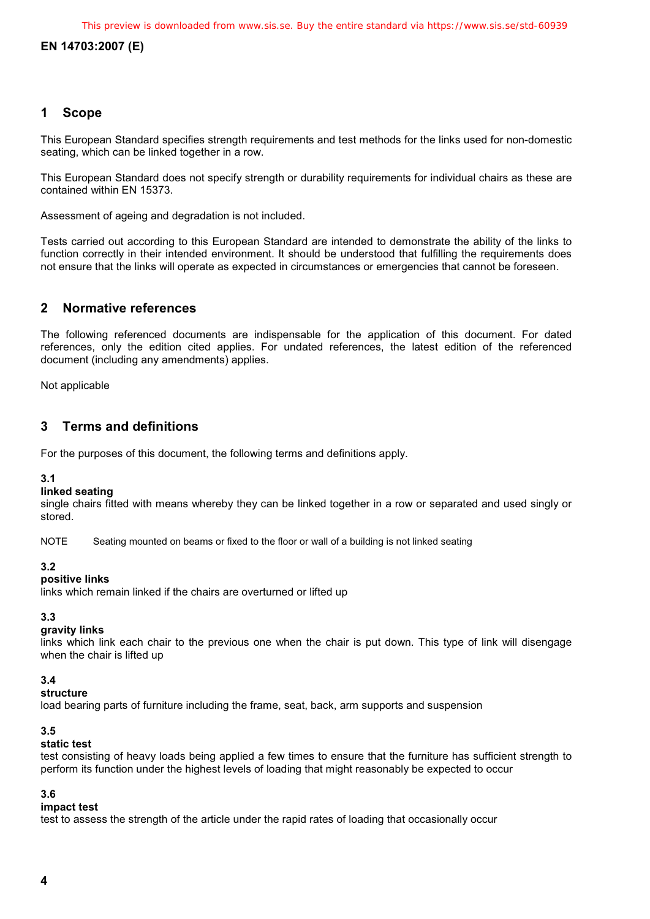## 1 Scope

This European Standard specifies strength requirements and test methods for the links used for non-domestic seating, which can be linked together in a row.

This European Standard does not specify strength or durability requirements for individual chairs as these are contained within EN 15373.

Assessment of ageing and degradation is not included.

Tests carried out according to this European Standard are intended to demonstrate the ability of the links to function correctly in their intended environment. It should be understood that fulfilling the requirements does not ensure that the links will operate as expected in circumstances or emergencies that cannot be foreseen.

## 2 Normative references

The following referenced documents are indispensable for the application of this document. For dated references, only the edition cited applies. For undated references, the latest edition of the referenced document (including any amendments) applies.

Not applicable

## 3 Terms and definitions

For the purposes of this document, the following terms and definitions apply.

**3.1**
**linked seating**
single chairs fitted with means whereby they can be linked together in a row or separated and used singly or stored.

NOTE Seating mounted on beams or fixed to the floor or wall of a building is not linked seating

**3.2**
**positive links**
links which remain linked if the chairs are overturned or lifted up

**3.3**
**gravity links**
links which link each chair to the previous one when the chair is put down. This type of link will disengage when the chair is lifted up

**3.4**
**structure**
load bearing parts of furniture including the frame, seat, back, arm supports and suspension

**3.5**
**static test**
test consisting of heavy loads being applied a few times to ensure that the furniture has sufficient strength to perform its function under the highest levels of loading that might reasonably be expected to occur

**3.6**
**impact test**
test to assess the strength of the article under the rapid rates of loading that occasionally occur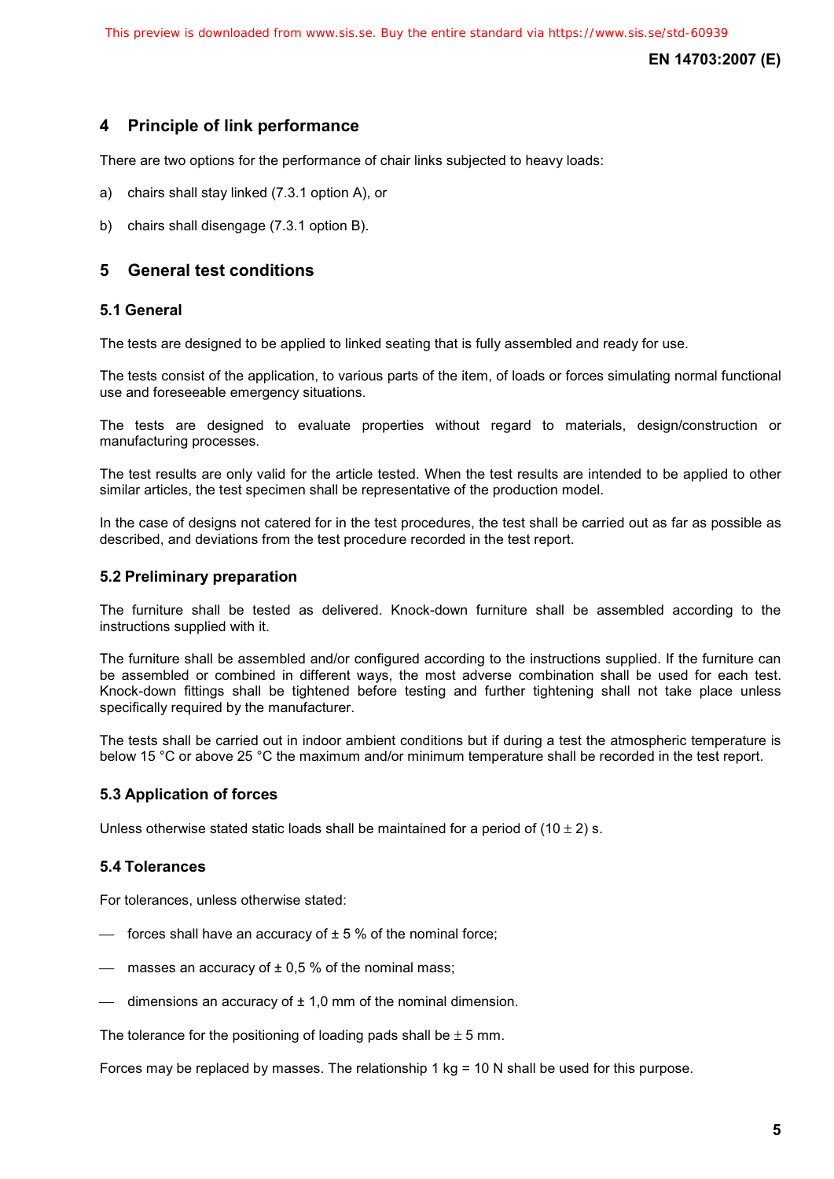## 4 Principle of link performance

There are two options for the performance of chair links subjected to heavy loads:

a) chairs shall stay linked (7.3.1 option A), or

b) chairs shall disengage (7.3.1 option B).

## 5 General test conditions

### 5.1 General

The tests are designed to be applied to linked seating that is fully assembled and ready for use.

The tests consist of the application, to various parts of the item, of loads or forces simulating normal functional use and foreseeable emergency situations.

The tests are designed to evaluate properties without regard to materials, design/construction or manufacturing processes.

The test results are only valid for the article tested. When the test results are intended to be applied to other similar articles, the test specimen shall be representative of the production model.

In the case of designs not catered for in the test procedures, the test shall be carried out as far as possible as described, and deviations from the test procedure recorded in the test report.

### 5.2 Preliminary preparation

The furniture shall be tested as delivered. Knock-down furniture shall be assembled according to the instructions supplied with it.

The furniture shall be assembled and/or configured according to the instructions supplied. If the furniture can be assembled or combined in different ways, the most adverse combination shall be used for each test. Knock-down fittings shall be tightened before testing and further tightening shall not take place unless specifically required by the manufacturer.

The tests shall be carried out in indoor ambient conditions but if during a test the atmospheric temperature is below 15 °C or above 25 °C the maximum and/or minimum temperature shall be recorded in the test report.

### 5.3 Application of forces

Unless otherwise stated static loads shall be maintained for a period of $(10 \pm 2)$ s.

### 5.4 Tolerances

For tolerances, unless otherwise stated:

- forces shall have an accuracy of ± 5 % of the nominal force;
- masses an accuracy of ± 0,5 % of the nominal mass;
- dimensions an accuracy of ± 1,0 mm of the nominal dimension.

The tolerance for the positioning of loading pads shall be ± 5 mm.

Forces may be replaced by masses. The relationship 1 kg = 10 N shall be used for this purpose.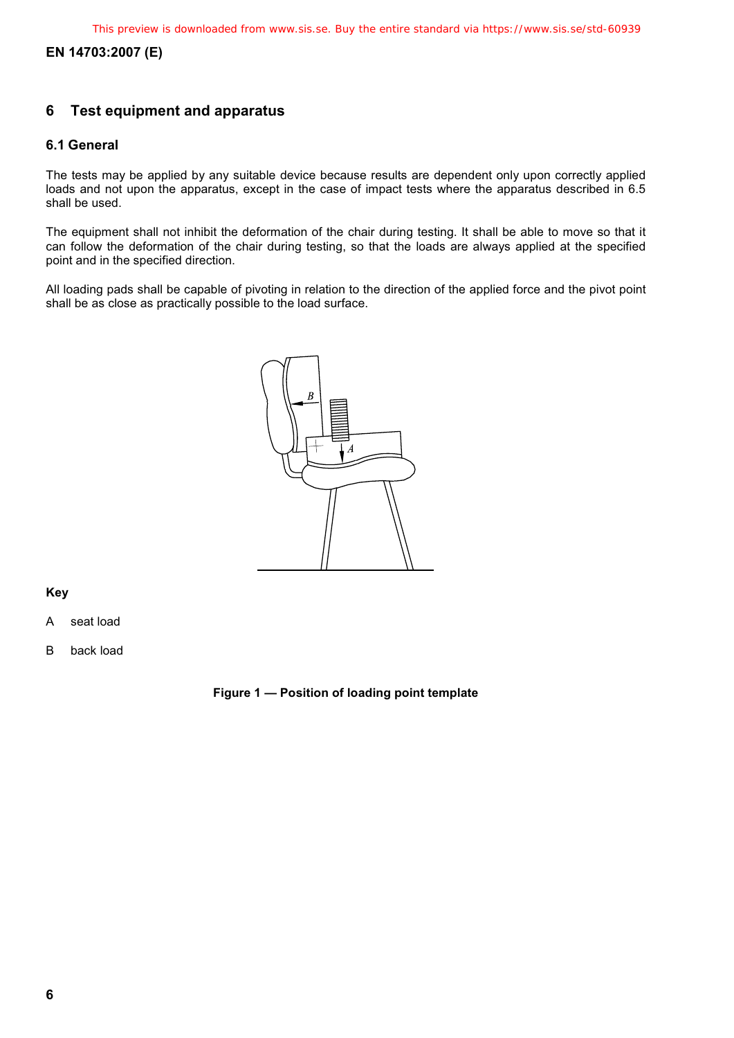## 6 Test equipment and apparatus

### 6.1 General

The tests may be applied by any suitable device because results are dependent only upon correctly applied loads and not upon the apparatus, except in the case of impact tests where the apparatus described in 6.5 shall be used.

The equipment shall not inhibit the deformation of the chair during testing. It shall be able to move so that it can follow the deformation of the chair during testing, so that the loads are always applied at the specified point and in the specified direction.

All loading pads shall be capable of pivoting in relation to the direction of the applied force and the pivot point shall be as close as practically possible to the load surface.

B

A

**Key**

A seat load

B back load

**Figure 1 — Position of loading point template**